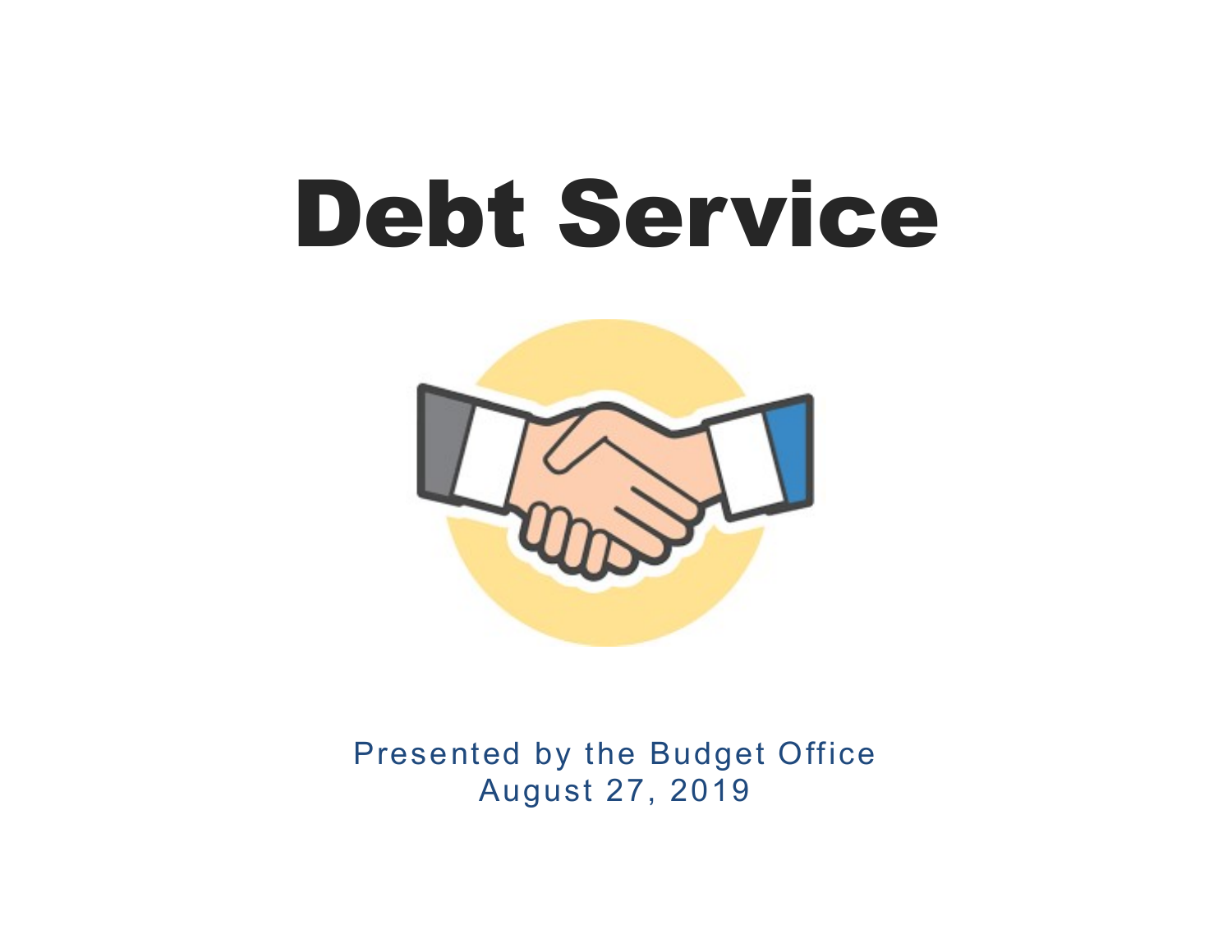# Debt Service

Presented by the Budget Office
August 27, 2019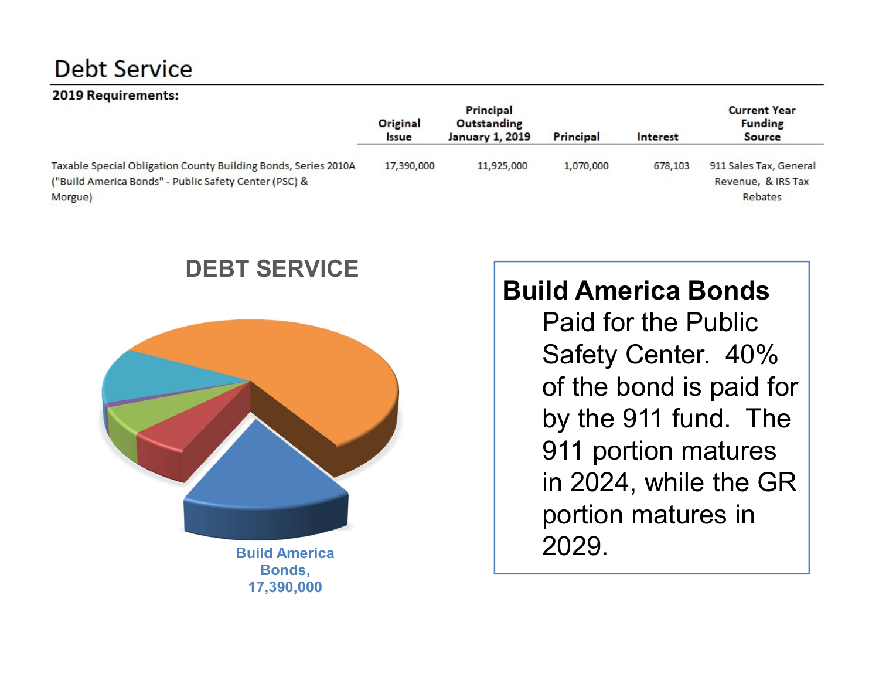# Debt Service

**2019 Requirements:**

| | Original Issue | Principal Outstanding January 1, 2019 | Principal | Interest | Current Year Funding Source |
|---|---|---|---|---|---|
| Taxable Special Obligation County Building Bonds, Series 2010A ("Build America Bonds" - Public Safety Center (PSC) & Morgue) | 17,390,000 | 11,925,000 | 1,070,000 | 678,103 | 911 Sales Tax, General Revenue, & IRS Tax Rebates |

DEBT SERVICE

Build America Bonds, 17,390,000

**Build America Bonds**

Paid for the Public Safety Center. 40% of the bond is paid for by the 911 fund. The 911 portion matures in 2024, while the GR portion matures in 2029.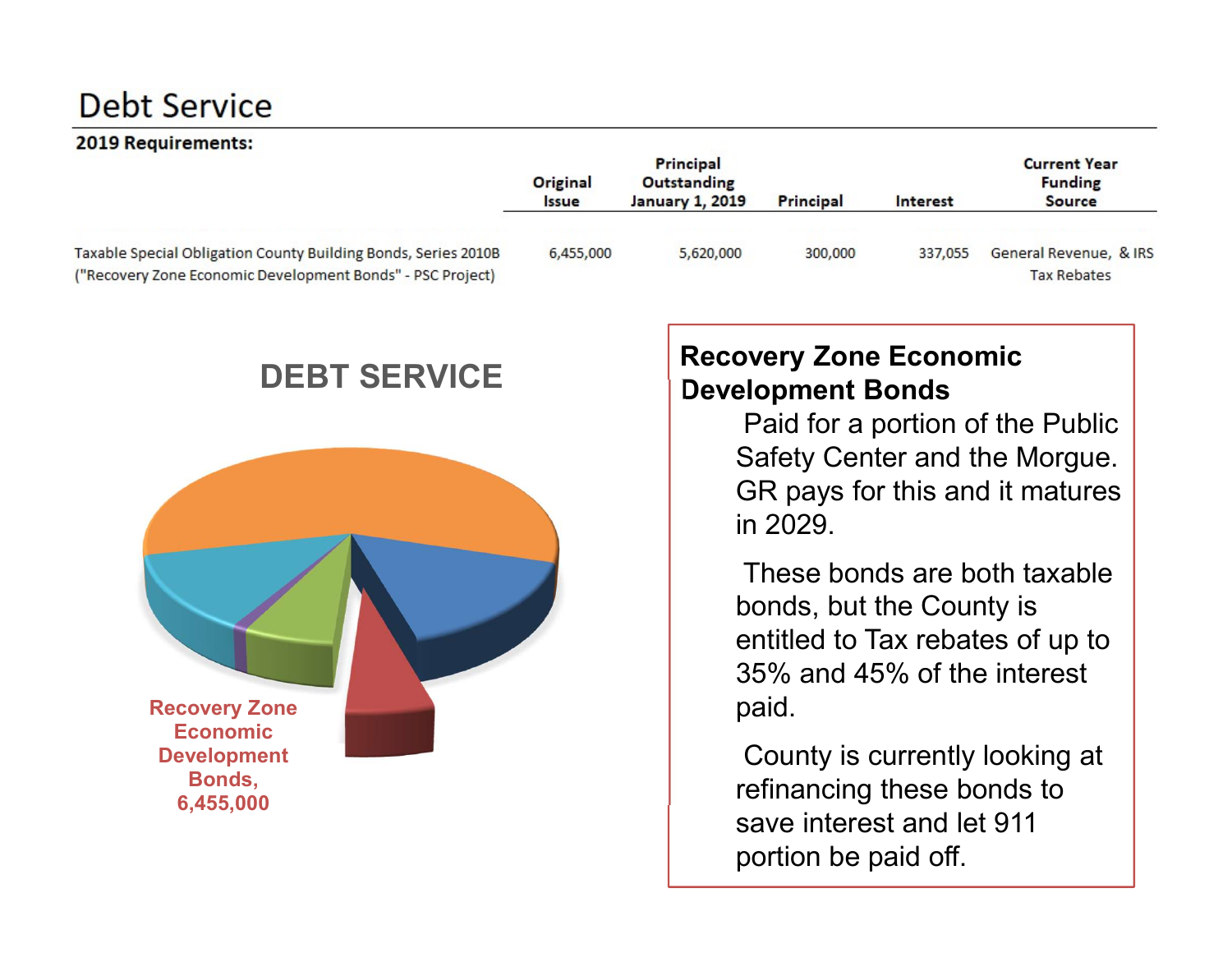# Debt Service

**2019 Requirements:**

| | Original Issue | Principal Outstanding January 1, 2019 | Principal | Interest | Current Year Funding Source |
|---|---|---|---|---|---|
| Taxable Special Obligation County Building Bonds, Series 2010B ("Recovery Zone Economic Development Bonds" - PSC Project) | 6,455,000 | 5,620,000 | 300,000 | 337,055 | General Revenue, & IRS Tax Rebates |

## DEBT SERVICE

Recovery Zone Economic Development Bonds, 6,455,000

**Recovery Zone Economic Development Bonds**

Paid for a portion of the Public Safety Center and the Morgue. GR pays for this and it matures in 2029.

These bonds are both taxable bonds, but the County is entitled to Tax rebates of up to 35% and 45% of the interest paid.

County is currently looking at refinancing these bonds to save interest and let 911 portion be paid off.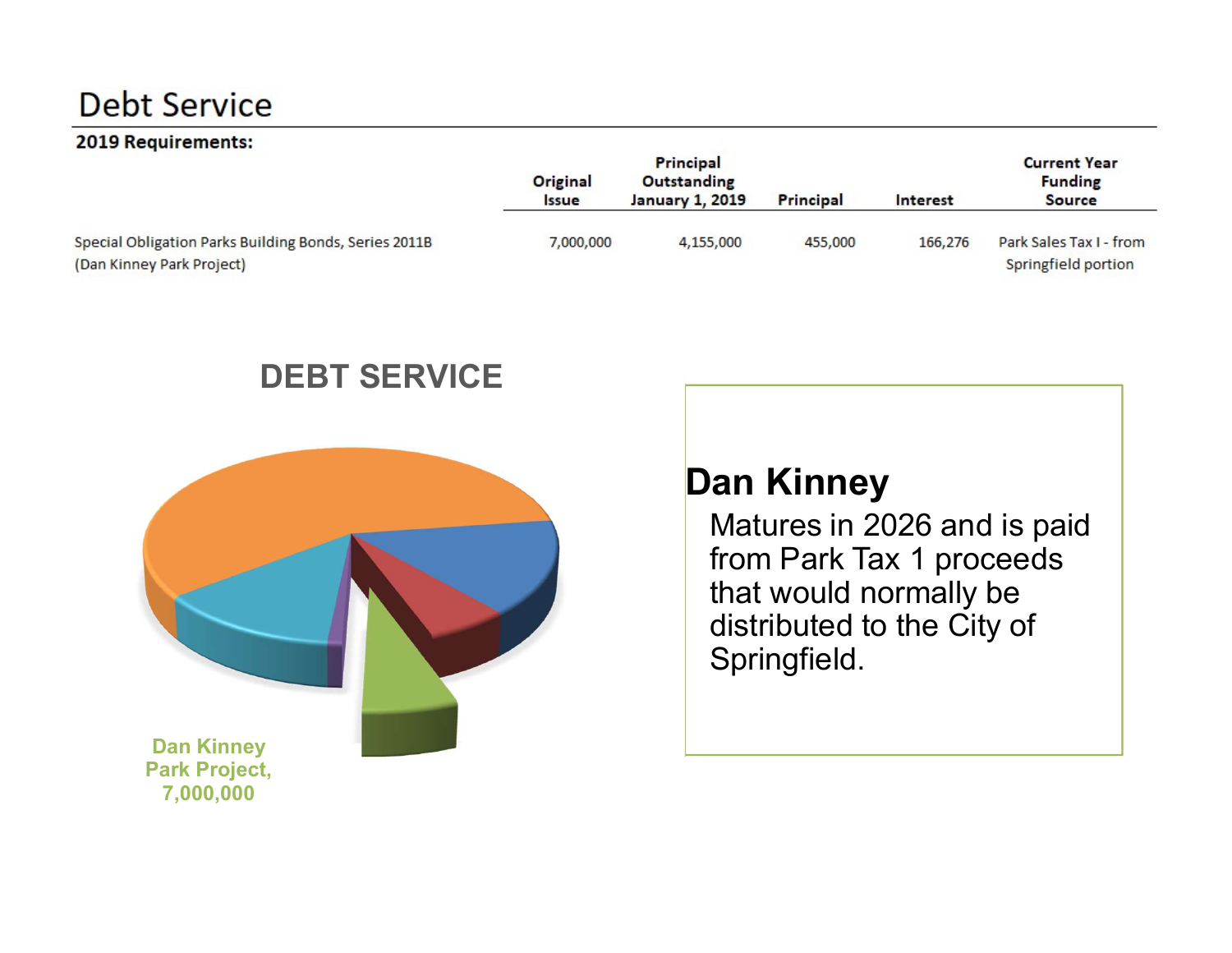# Debt Service

**2019 Requirements:**

| | Original Issue | Principal Outstanding January 1, 2019 | Principal | Interest | Current Year Funding Source |
|---|---|---|---|---|---|
| Special Obligation Parks Building Bonds, Series 2011B (Dan Kinney Park Project) | 7,000,000 | 4,155,000 | 455,000 | 166,276 | Park Sales Tax I - from Springfield portion |

## DEBT SERVICE

Dan Kinney Park Project, 7,000,000

**Dan Kinney**

Matures in 2026 and is paid from Park Tax 1 proceeds that would normally be distributed to the City of Springfield.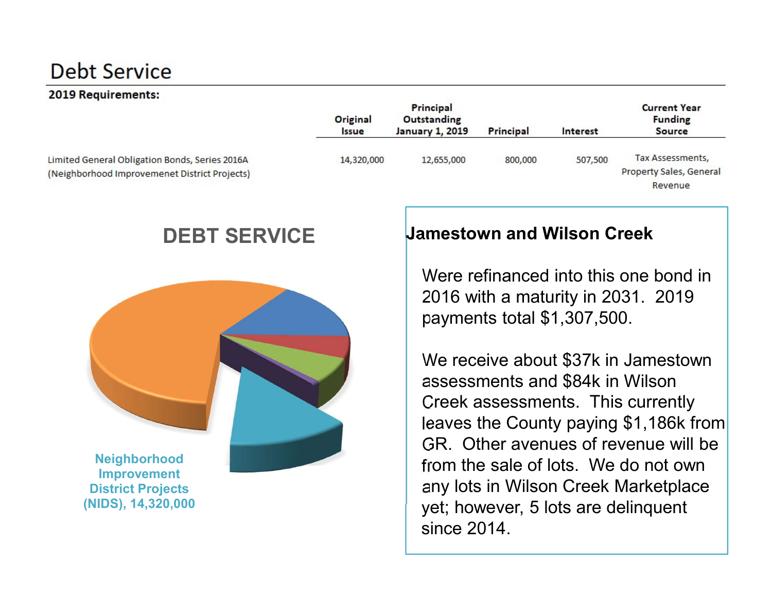# Debt Service

**2019 Requirements:**

| | Original Issue | Principal Outstanding January 1, 2019 | Principal | Interest | Current Year Funding Source |
|---|---|---|---|---|---|
| Limited General Obligation Bonds, Series 2016A (Neighborhood Improvemenet District Projects) | 14,320,000 | 12,655,000 | 800,000 | 507,500 | Tax Assessments, Property Sales, General Revenue |

## DEBT SERVICE

Neighborhood Improvement District Projects (NIDS), 14,320,000

### Jamestown and Wilson Creek

Were refinanced into this one bond in 2016 with a maturity in 2031. 2019 payments total $1,307,500.

We receive about $37k in Jamestown assessments and $84k in Wilson Creek assessments. This currently leaves the County paying $1,186k from GR. Other avenues of revenue will be from the sale of lots. We do not own any lots in Wilson Creek Marketplace yet; however, 5 lots are delinquent since 2014.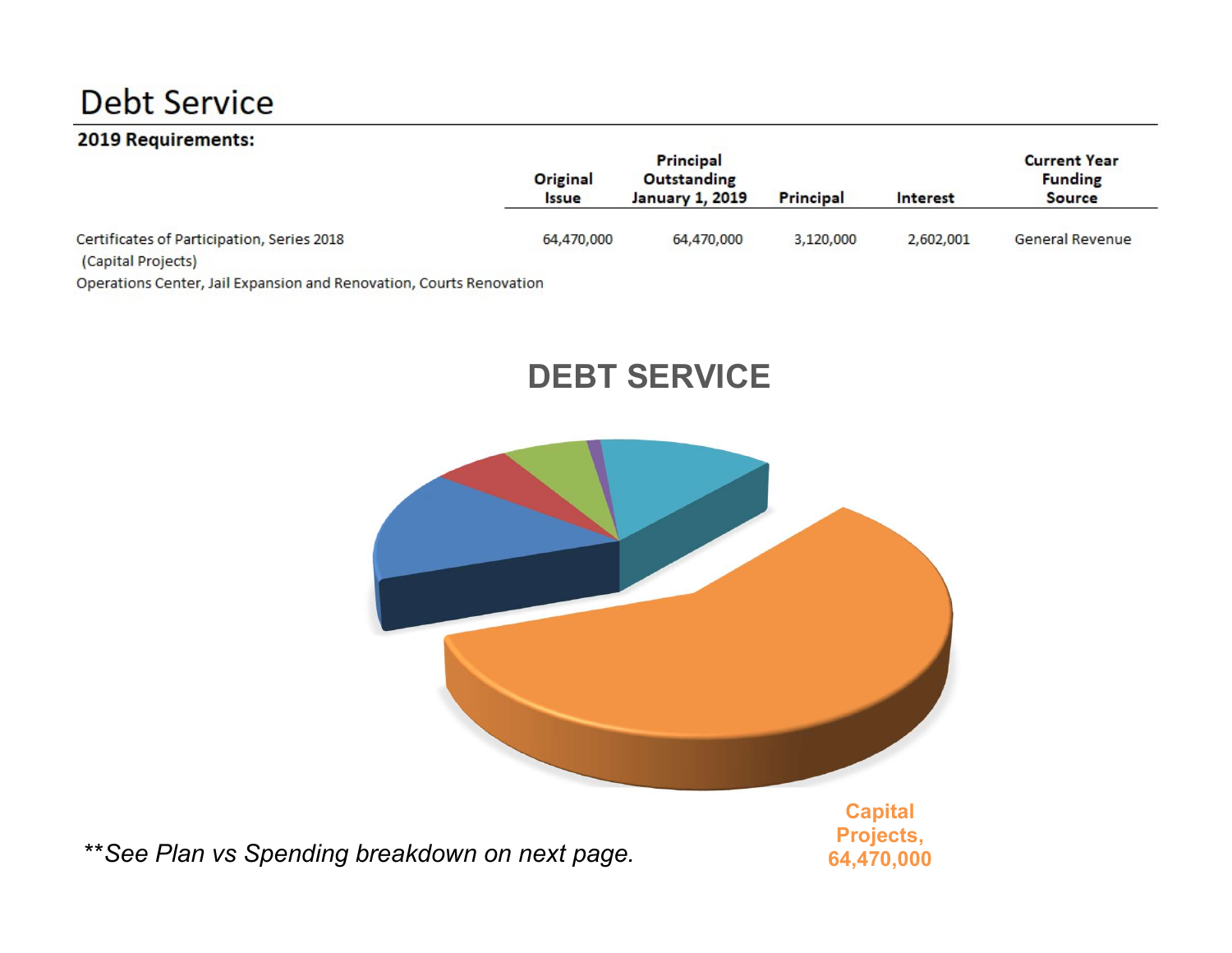# Debt Service

**2019 Requirements:**

| | Original Issue | Principal Outstanding January 1, 2019 | Principal | Interest | Current Year Funding Source |
|---|---|---|---|---|---|
| Certificates of Participation, Series 2018 (Capital Projects) | 64,470,000 | 64,470,000 | 3,120,000 | 2,602,001 | General Revenue |
| Operations Center, Jail Expansion and Renovation, Courts Renovation | | | | | |

## DEBT SERVICE

Capital Projects, 64,470,000

*\*\*See Plan vs Spending breakdown on next page.*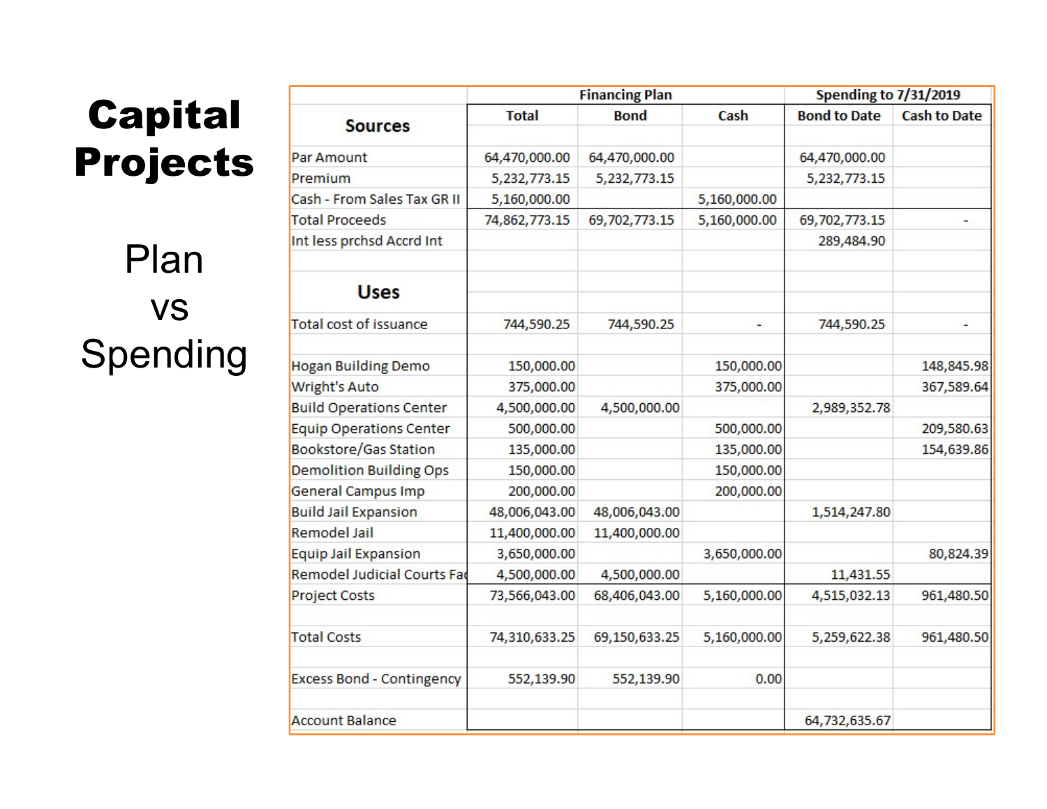# Capital Projects

Plan vs Spending

| Sources | Financing Plan | | | Spending to 7/31/2019 | |
|---|---|---|---|---|---|
| | Total | Bond | Cash | Bond to Date | Cash to Date |
| Par Amount | 64,470,000.00 | 64,470,000.00 | | 64,470,000.00 | |
| Premium | 5,232,773.15 | 5,232,773.15 | | 5,232,773.15 | |
| Cash - From Sales Tax GR II | 5,160,000.00 | | 5,160,000.00 | | |
| Total Proceeds | 74,862,773.15 | 69,702,773.15 | 5,160,000.00 | 69,702,773.15 | - |
| Int less prchsd Accrd Int | | | | 289,484.90 | |
| **Uses** | | | | | |
| Total cost of issuance | 744,590.25 | 744,590.25 | - | 744,590.25 | - |
| Hogan Building Demo | 150,000.00 | | 150,000.00 | | 148,845.98 |
| Wright's Auto | 375,000.00 | | 375,000.00 | | 367,589.64 |
| Build Operations Center | 4,500,000.00 | 4,500,000.00 | | 2,989,352.78 | |
| Equip Operations Center | 500,000.00 | | 500,000.00 | | 209,580.63 |
| Bookstore/Gas Station | 135,000.00 | | 135,000.00 | | 154,639.86 |
| Demolition Building Ops | 150,000.00 | | 150,000.00 | | |
| General Campus Imp | 200,000.00 | | 200,000.00 | | |
| Build Jail Expansion | 48,006,043.00 | 48,006,043.00 | | 1,514,247.80 | |
| Remodel Jail | 11,400,000.00 | 11,400,000.00 | | | |
| Equip Jail Expansion | 3,650,000.00 | | 3,650,000.00 | | 80,824.39 |
| Remodel Judicial Courts Fac | 4,500,000.00 | 4,500,000.00 | | 11,431.55 | |
| Project Costs | 73,566,043.00 | 68,406,043.00 | 5,160,000.00 | 4,515,032.13 | 961,480.50 |
| Total Costs | 74,310,633.25 | 69,150,633.25 | 5,160,000.00 | 5,259,622.38 | 961,480.50 |
| Excess Bond - Contingency | 552,139.90 | 552,139.90 | 0.00 | | |
| Account Balance | | | | 64,732,635.67 | |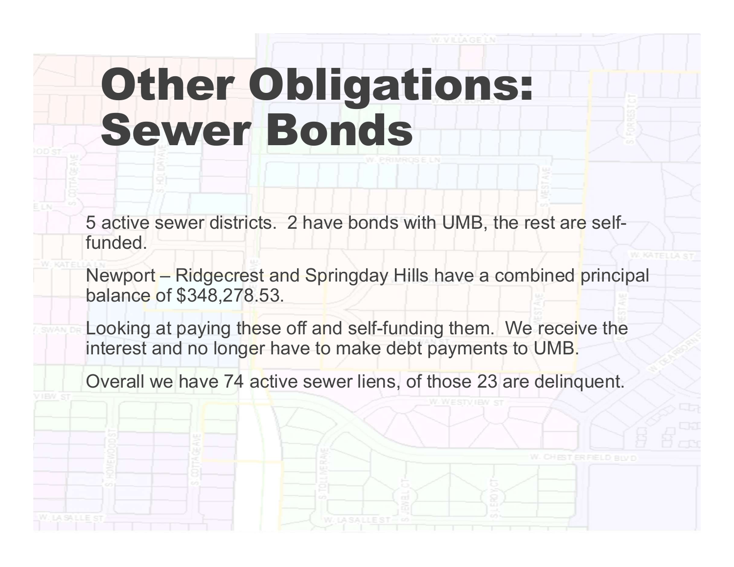# Other Obligations: Sewer Bonds

5 active sewer districts. 2 have bonds with UMB, the rest are self-funded.

Newport – Ridgecrest and Springday Hills have a combined principal balance of $348,278.53.

Looking at paying these off and self-funding them. We receive the interest and no longer have to make debt payments to UMB.

Overall we have 74 active sewer liens, of those 23 are delinquent.